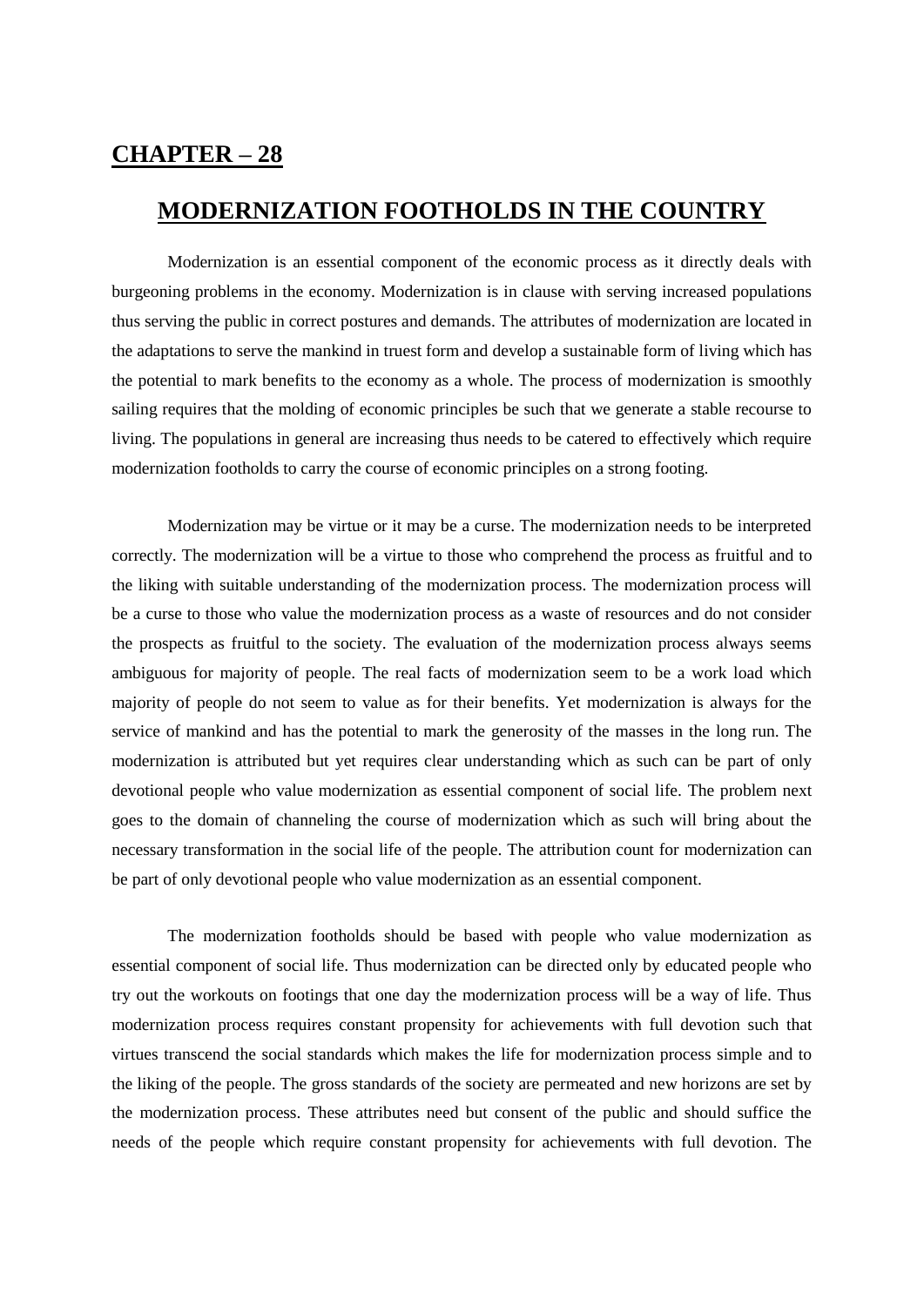# CHAPTER – 28

## MODERNIZATION FOOTHOLDS IN THE COUNTRY

Modernization is an essential component of the economic process as it directly deals with burgeoning problems in the economy. Modernization is in clause with serving increased populations thus serving the public in correct postures and demands. The attributes of modernization are located in the adaptations to serve the mankind in truest form and develop a sustainable form of living which has the potential to mark benefits to the economy as a whole. The process of modernization is smoothly sailing requires that the molding of economic principles be such that we generate a stable recourse to living. The populations in general are increasing thus needs to be catered to effectively which require modernization footholds to carry the course of economic principles on a strong footing.

Modernization may be virtue or it may be a curse. The modernization needs to be interpreted correctly. The modernization will be a virtue to those who comprehend the process as fruitful and to the liking with suitable understanding of the modernization process. The modernization process will be a curse to those who value the modernization process as a waste of resources and do not consider the prospects as fruitful to the society. The evaluation of the modernization process always seems ambiguous for majority of people. The real facts of modernization seem to be a work load which majority of people do not seem to value as for their benefits. Yet modernization is always for the service of mankind and has the potential to mark the generosity of the masses in the long run. The modernization is attributed but yet requires clear understanding which as such can be part of only devotional people who value modernization as essential component of social life. The problem next goes to the domain of channeling the course of modernization which as such will bring about the necessary transformation in the social life of the people. The attribution count for modernization can be part of only devotional people who value modernization as an essential component.

The modernization footholds should be based with people who value modernization as essential component of social life. Thus modernization can be directed only by educated people who try out the workouts on footings that one day the modernization process will be a way of life. Thus modernization process requires constant propensity for achievements with full devotion such that virtues transcend the social standards which makes the life for modernization process simple and to the liking of the people. The gross standards of the society are permeated and new horizons are set by the modernization process. These attributes need but consent of the public and should suffice the needs of the people which require constant propensity for achievements with full devotion. The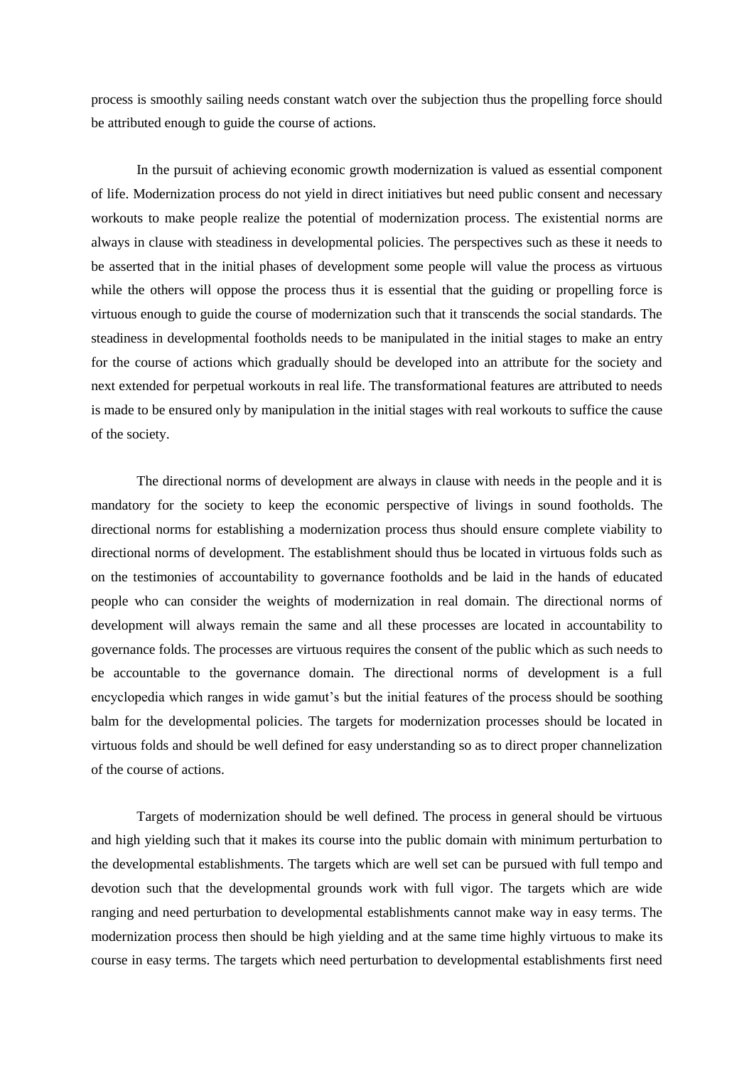process is smoothly sailing needs constant watch over the subjection thus the propelling force should be attributed enough to guide the course of actions.

In the pursuit of achieving economic growth modernization is valued as essential component of life. Modernization process do not yield in direct initiatives but need public consent and necessary workouts to make people realize the potential of modernization process. The existential norms are always in clause with steadiness in developmental policies. The perspectives such as these it needs to be asserted that in the initial phases of development some people will value the process as virtuous while the others will oppose the process thus it is essential that the guiding or propelling force is virtuous enough to guide the course of modernization such that it transcends the social standards. The steadiness in developmental footholds needs to be manipulated in the initial stages to make an entry for the course of actions which gradually should be developed into an attribute for the society and next extended for perpetual workouts in real life. The transformational features are attributed to needs is made to be ensured only by manipulation in the initial stages with real workouts to suffice the cause of the society.

The directional norms of development are always in clause with needs in the people and it is mandatory for the society to keep the economic perspective of livings in sound footholds. The directional norms for establishing a modernization process thus should ensure complete viability to directional norms of development. The establishment should thus be located in virtuous folds such as on the testimonies of accountability to governance footholds and be laid in the hands of educated people who can consider the weights of modernization in real domain. The directional norms of development will always remain the same and all these processes are located in accountability to governance folds. The processes are virtuous requires the consent of the public which as such needs to be accountable to the governance domain. The directional norms of development is a full encyclopedia which ranges in wide gamut's but the initial features of the process should be soothing balm for the developmental policies. The targets for modernization processes should be located in virtuous folds and should be well defined for easy understanding so as to direct proper channelization of the course of actions.

Targets of modernization should be well defined. The process in general should be virtuous and high yielding such that it makes its course into the public domain with minimum perturbation to the developmental establishments. The targets which are well set can be pursued with full tempo and devotion such that the developmental grounds work with full vigor. The targets which are wide ranging and need perturbation to developmental establishments cannot make way in easy terms. The modernization process then should be high yielding and at the same time highly virtuous to make its course in easy terms. The targets which need perturbation to developmental establishments first need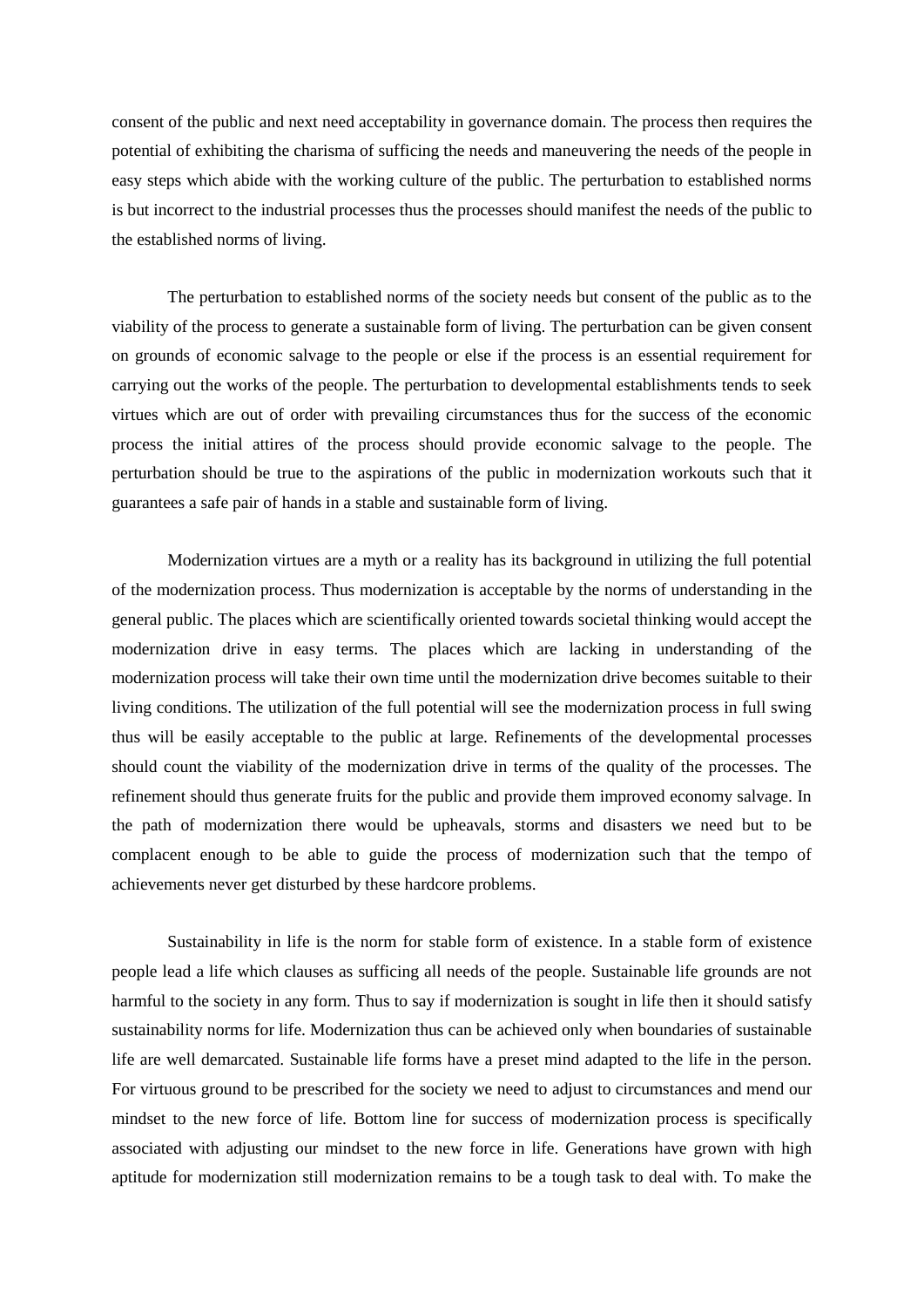consent of the public and next need acceptability in governance domain. The process then requires the potential of exhibiting the charisma of sufficing the needs and maneuvering the needs of the people in easy steps which abide with the working culture of the public. The perturbation to established norms is but incorrect to the industrial processes thus the processes should manifest the needs of the public to the established norms of living.

The perturbation to established norms of the society needs but consent of the public as to the viability of the process to generate a sustainable form of living. The perturbation can be given consent on grounds of economic salvage to the people or else if the process is an essential requirement for carrying out the works of the people. The perturbation to developmental establishments tends to seek virtues which are out of order with prevailing circumstances thus for the success of the economic process the initial attires of the process should provide economic salvage to the people. The perturbation should be true to the aspirations of the public in modernization workouts such that it guarantees a safe pair of hands in a stable and sustainable form of living.

Modernization virtues are a myth or a reality has its background in utilizing the full potential of the modernization process. Thus modernization is acceptable by the norms of understanding in the general public. The places which are scientifically oriented towards societal thinking would accept the modernization drive in easy terms. The places which are lacking in understanding of the modernization process will take their own time until the modernization drive becomes suitable to their living conditions. The utilization of the full potential will see the modernization process in full swing thus will be easily acceptable to the public at large. Refinements of the developmental processes should count the viability of the modernization drive in terms of the quality of the processes. The refinement should thus generate fruits for the public and provide them improved economy salvage. In the path of modernization there would be upheavals, storms and disasters we need but to be complacent enough to be able to guide the process of modernization such that the tempo of achievements never get disturbed by these hardcore problems.

Sustainability in life is the norm for stable form of existence. In a stable form of existence people lead a life which clauses as sufficing all needs of the people. Sustainable life grounds are not harmful to the society in any form. Thus to say if modernization is sought in life then it should satisfy sustainability norms for life. Modernization thus can be achieved only when boundaries of sustainable life are well demarcated. Sustainable life forms have a preset mind adapted to the life in the person. For virtuous ground to be prescribed for the society we need to adjust to circumstances and mend our mindset to the new force of life. Bottom line for success of modernization process is specifically associated with adjusting our mindset to the new force in life. Generations have grown with high aptitude for modernization still modernization remains to be a tough task to deal with. To make the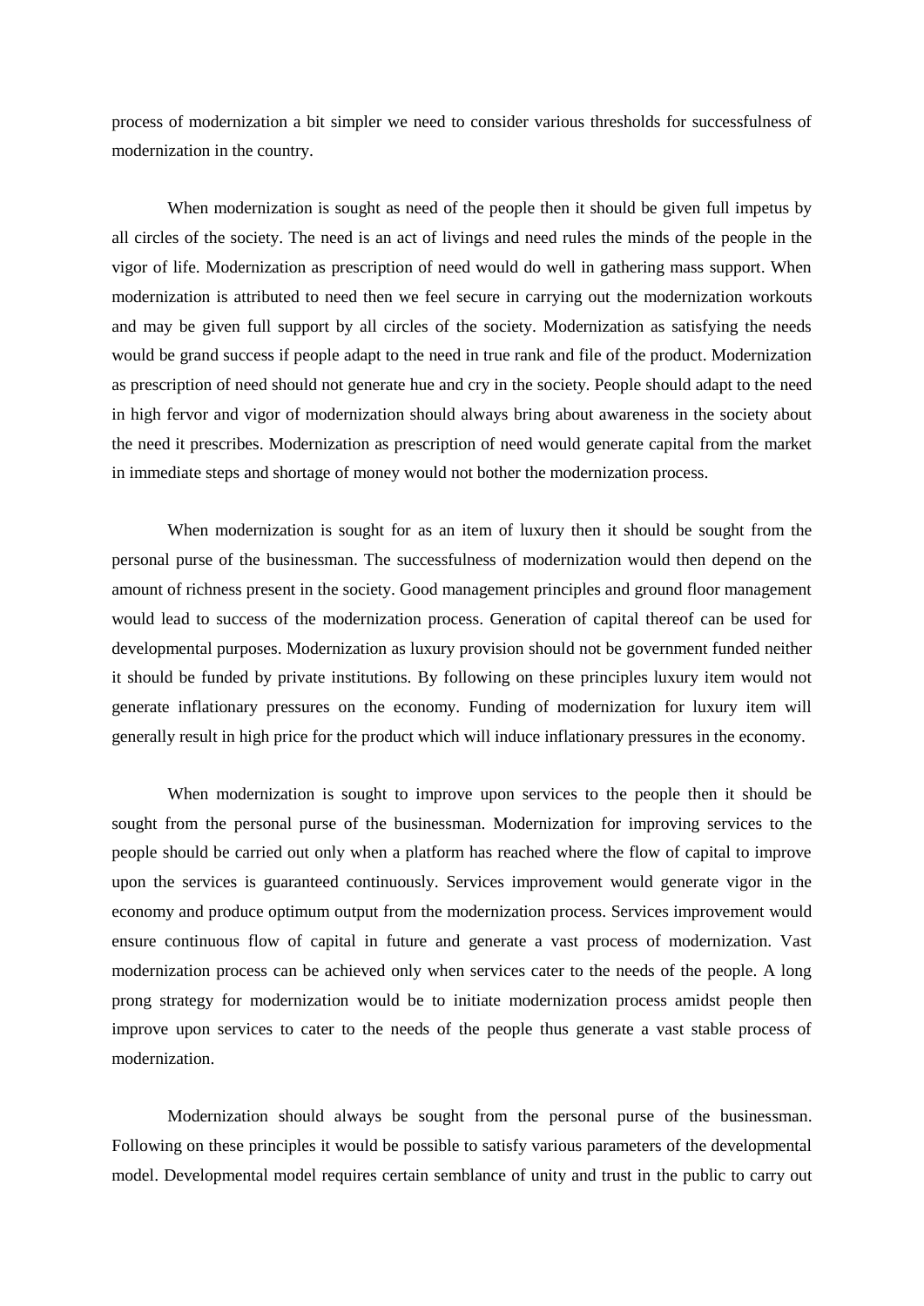process of modernization a bit simpler we need to consider various thresholds for successfulness of modernization in the country.

When modernization is sought as need of the people then it should be given full impetus by all circles of the society. The need is an act of livings and need rules the minds of the people in the vigor of life. Modernization as prescription of need would do well in gathering mass support. When modernization is attributed to need then we feel secure in carrying out the modernization workouts and may be given full support by all circles of the society. Modernization as satisfying the needs would be grand success if people adapt to the need in true rank and file of the product. Modernization as prescription of need should not generate hue and cry in the society. People should adapt to the need in high fervor and vigor of modernization should always bring about awareness in the society about the need it prescribes. Modernization as prescription of need would generate capital from the market in immediate steps and shortage of money would not bother the modernization process.

When modernization is sought for as an item of luxury then it should be sought from the personal purse of the businessman. The successfulness of modernization would then depend on the amount of richness present in the society. Good management principles and ground floor management would lead to success of the modernization process. Generation of capital thereof can be used for developmental purposes. Modernization as luxury provision should not be government funded neither it should be funded by private institutions. By following on these principles luxury item would not generate inflationary pressures on the economy. Funding of modernization for luxury item will generally result in high price for the product which will induce inflationary pressures in the economy.

When modernization is sought to improve upon services to the people then it should be sought from the personal purse of the businessman. Modernization for improving services to the people should be carried out only when a platform has reached where the flow of capital to improve upon the services is guaranteed continuously. Services improvement would generate vigor in the economy and produce optimum output from the modernization process. Services improvement would ensure continuous flow of capital in future and generate a vast process of modernization. Vast modernization process can be achieved only when services cater to the needs of the people. A long prong strategy for modernization would be to initiate modernization process amidst people then improve upon services to cater to the needs of the people thus generate a vast stable process of modernization.

Modernization should always be sought from the personal purse of the businessman. Following on these principles it would be possible to satisfy various parameters of the developmental model. Developmental model requires certain semblance of unity and trust in the public to carry out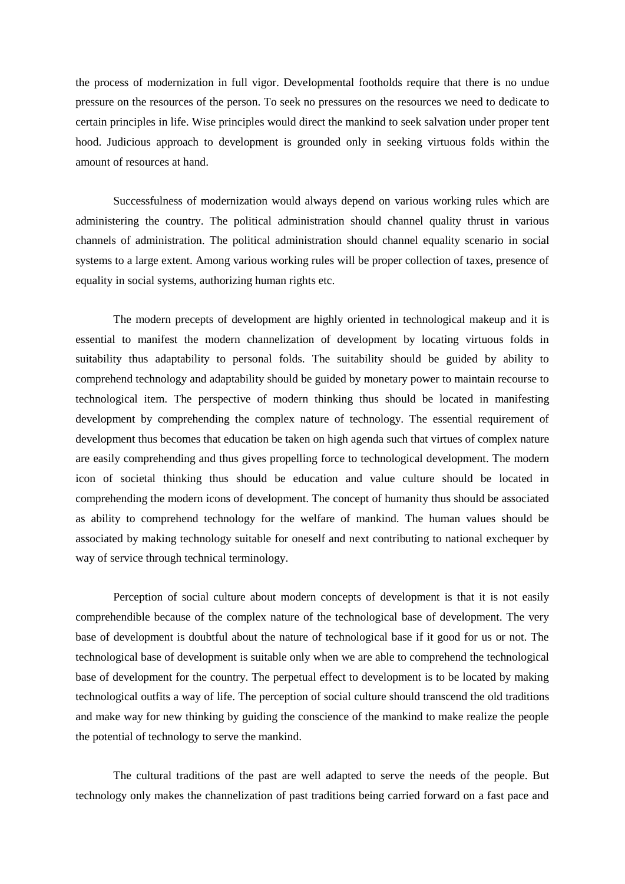the process of modernization in full vigor. Developmental footholds require that there is no undue pressure on the resources of the person. To seek no pressures on the resources we need to dedicate to certain principles in life. Wise principles would direct the mankind to seek salvation under proper tent hood. Judicious approach to development is grounded only in seeking virtuous folds within the amount of resources at hand.

Successfulness of modernization would always depend on various working rules which are administering the country. The political administration should channel quality thrust in various channels of administration. The political administration should channel equality scenario in social systems to a large extent. Among various working rules will be proper collection of taxes, presence of equality in social systems, authorizing human rights etc.

The modern precepts of development are highly oriented in technological makeup and it is essential to manifest the modern channelization of development by locating virtuous folds in suitability thus adaptability to personal folds. The suitability should be guided by ability to comprehend technology and adaptability should be guided by monetary power to maintain recourse to technological item. The perspective of modern thinking thus should be located in manifesting development by comprehending the complex nature of technology. The essential requirement of development thus becomes that education be taken on high agenda such that virtues of complex nature are easily comprehending and thus gives propelling force to technological development. The modern icon of societal thinking thus should be education and value culture should be located in comprehending the modern icons of development. The concept of humanity thus should be associated as ability to comprehend technology for the welfare of mankind. The human values should be associated by making technology suitable for oneself and next contributing to national exchequer by way of service through technical terminology.

Perception of social culture about modern concepts of development is that it is not easily comprehendible because of the complex nature of the technological base of development. The very base of development is doubtful about the nature of technological base if it good for us or not. The technological base of development is suitable only when we are able to comprehend the technological base of development for the country. The perpetual effect to development is to be located by making technological outfits a way of life. The perception of social culture should transcend the old traditions and make way for new thinking by guiding the conscience of the mankind to make realize the people the potential of technology to serve the mankind.

The cultural traditions of the past are well adapted to serve the needs of the people. But technology only makes the channelization of past traditions being carried forward on a fast pace and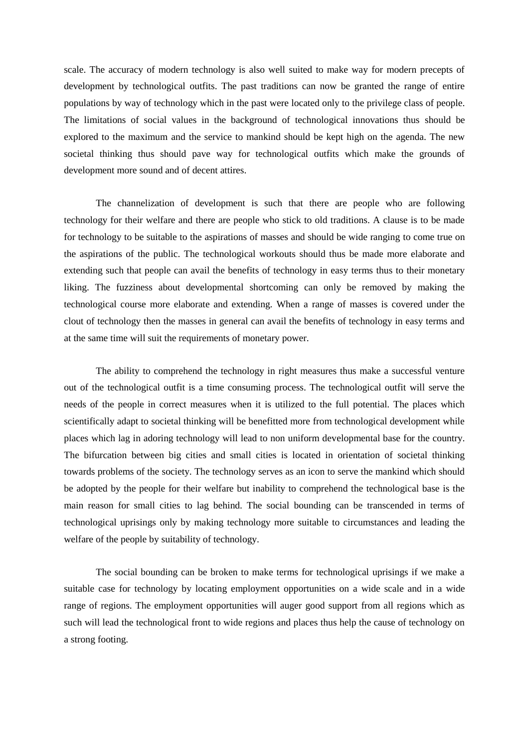scale. The accuracy of modern technology is also well suited to make way for modern precepts of development by technological outfits. The past traditions can now be granted the range of entire populations by way of technology which in the past were located only to the privilege class of people. The limitations of social values in the background of technological innovations thus should be explored to the maximum and the service to mankind should be kept high on the agenda. The new societal thinking thus should pave way for technological outfits which make the grounds of development more sound and of decent attires.

The channelization of development is such that there are people who are following technology for their welfare and there are people who stick to old traditions. A clause is to be made for technology to be suitable to the aspirations of masses and should be wide ranging to come true on the aspirations of the public. The technological workouts should thus be made more elaborate and extending such that people can avail the benefits of technology in easy terms thus to their monetary liking. The fuzziness about developmental shortcoming can only be removed by making the technological course more elaborate and extending. When a range of masses is covered under the clout of technology then the masses in general can avail the benefits of technology in easy terms and at the same time will suit the requirements of monetary power.

The ability to comprehend the technology in right measures thus make a successful venture out of the technological outfit is a time consuming process. The technological outfit will serve the needs of the people in correct measures when it is utilized to the full potential. The places which scientifically adapt to societal thinking will be benefitted more from technological development while places which lag in adoring technology will lead to non uniform developmental base for the country. The bifurcation between big cities and small cities is located in orientation of societal thinking towards problems of the society. The technology serves as an icon to serve the mankind which should be adopted by the people for their welfare but inability to comprehend the technological base is the main reason for small cities to lag behind. The social bounding can be transcended in terms of technological uprisings only by making technology more suitable to circumstances and leading the welfare of the people by suitability of technology.

The social bounding can be broken to make terms for technological uprisings if we make a suitable case for technology by locating employment opportunities on a wide scale and in a wide range of regions. The employment opportunities will auger good support from all regions which as such will lead the technological front to wide regions and places thus help the cause of technology on a strong footing.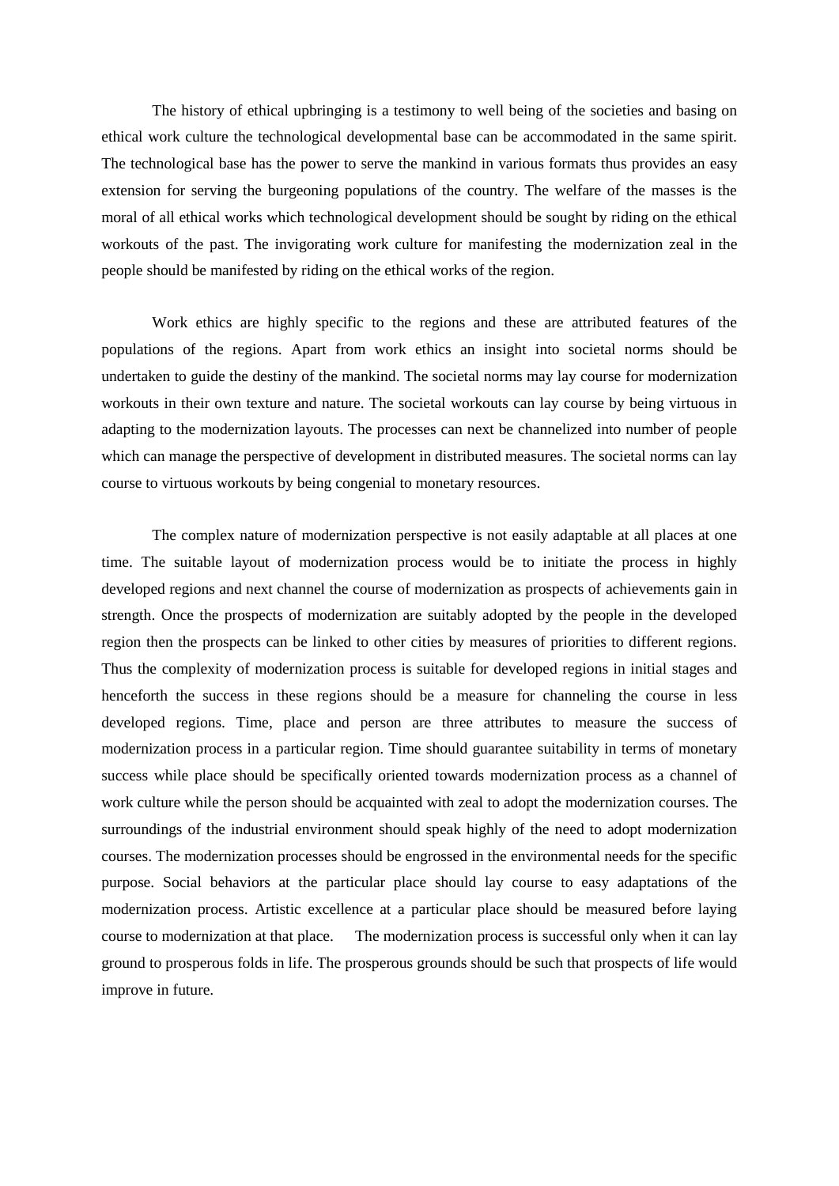The history of ethical upbringing is a testimony to well being of the societies and basing on ethical work culture the technological developmental base can be accommodated in the same spirit. The technological base has the power to serve the mankind in various formats thus provides an easy extension for serving the burgeoning populations of the country. The welfare of the masses is the moral of all ethical works which technological development should be sought by riding on the ethical workouts of the past. The invigorating work culture for manifesting the modernization zeal in the people should be manifested by riding on the ethical works of the region.

Work ethics are highly specific to the regions and these are attributed features of the populations of the regions. Apart from work ethics an insight into societal norms should be undertaken to guide the destiny of the mankind. The societal norms may lay course for modernization workouts in their own texture and nature. The societal workouts can lay course by being virtuous in adapting to the modernization layouts. The processes can next be channelized into number of people which can manage the perspective of development in distributed measures. The societal norms can lay course to virtuous workouts by being congenial to monetary resources.

The complex nature of modernization perspective is not easily adaptable at all places at one time. The suitable layout of modernization process would be to initiate the process in highly developed regions and next channel the course of modernization as prospects of achievements gain in strength. Once the prospects of modernization are suitably adopted by the people in the developed region then the prospects can be linked to other cities by measures of priorities to different regions. Thus the complexity of modernization process is suitable for developed regions in initial stages and henceforth the success in these regions should be a measure for channeling the course in less developed regions. Time, place and person are three attributes to measure the success of modernization process in a particular region. Time should guarantee suitability in terms of monetary success while place should be specifically oriented towards modernization process as a channel of work culture while the person should be acquainted with zeal to adopt the modernization courses. The surroundings of the industrial environment should speak highly of the need to adopt modernization courses. The modernization processes should be engrossed in the environmental needs for the specific purpose. Social behaviors at the particular place should lay course to easy adaptations of the modernization process. Artistic excellence at a particular place should be measured before laying course to modernization at that place. The modernization process is successful only when it can lay ground to prosperous folds in life. The prosperous grounds should be such that prospects of life would improve in future.